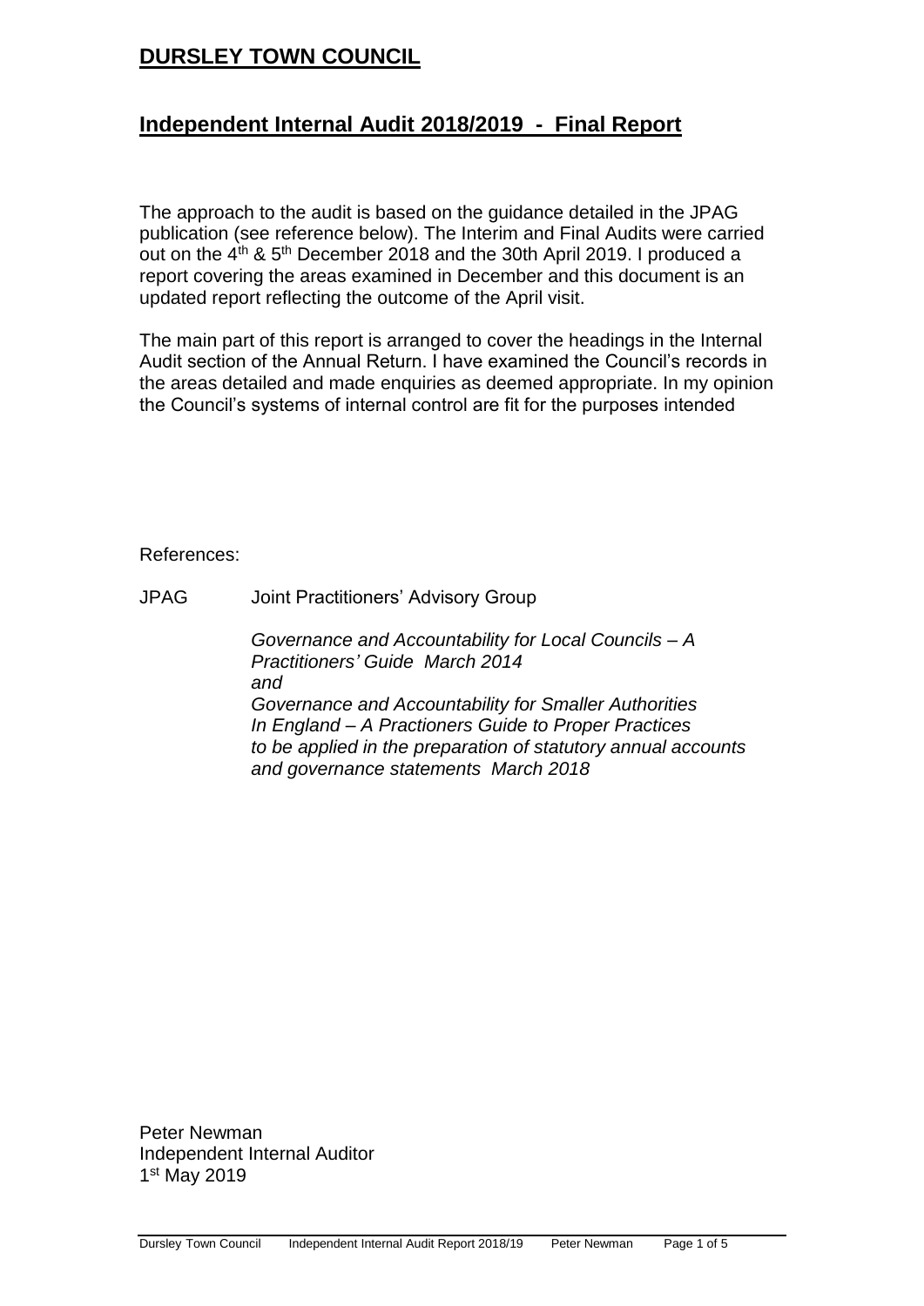# DURSLEY TOWN COUNCIL

## Independent Internal Audit 2018/2019 - Final Report

The approach to the audit is based on the guidance detailed in the JPAG publication (see reference below). The Interim and Final Audits were carried out on the 4th & 5th December 2018 and the 30th April 2019. I produced a report covering the areas examined in December and this document is an updated report reflecting the outcome of the April visit.

The main part of this report is arranged to cover the headings in the Internal Audit section of the Annual Return. I have examined the Council's records in the areas detailed and made enquiries as deemed appropriate. In my opinion the Council's systems of internal control are fit for the purposes intended

References:

JPAG Joint Practitioners' Advisory Group

*Governance and Accountability for Local Councils – A Practitioners' Guide March 2014*
*and*
*Governance and Accountability for Smaller Authorities In England – A Practioners Guide to Proper Practices to be applied in the preparation of statutory annual accounts and governance statements March 2018*

Peter Newman
Independent Internal Auditor
1st May 2019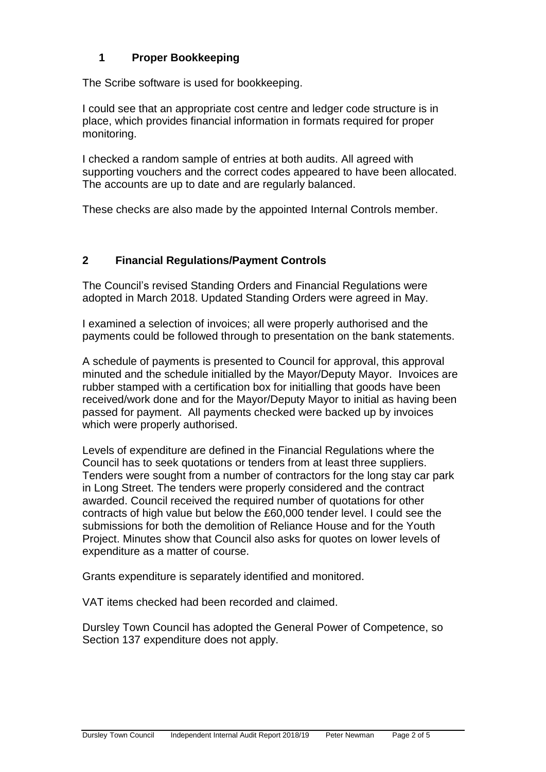## 1 Proper Bookkeeping

The Scribe software is used for bookkeeping.

I could see that an appropriate cost centre and ledger code structure is in place, which provides financial information in formats required for proper monitoring.

I checked a random sample of entries at both audits. All agreed with supporting vouchers and the correct codes appeared to have been allocated. The accounts are up to date and are regularly balanced.

These checks are also made by the appointed Internal Controls member.

## 2 Financial Regulations/Payment Controls

The Council's revised Standing Orders and Financial Regulations were adopted in March 2018. Updated Standing Orders were agreed in May.

I examined a selection of invoices; all were properly authorised and the payments could be followed through to presentation on the bank statements.

A schedule of payments is presented to Council for approval, this approval minuted and the schedule initialled by the Mayor/Deputy Mayor. Invoices are rubber stamped with a certification box for initialling that goods have been received/work done and for the Mayor/Deputy Mayor to initial as having been passed for payment. All payments checked were backed up by invoices which were properly authorised.

Levels of expenditure are defined in the Financial Regulations where the Council has to seek quotations or tenders from at least three suppliers. Tenders were sought from a number of contractors for the long stay car park in Long Street. The tenders were properly considered and the contract awarded. Council received the required number of quotations for other contracts of high value but below the £60,000 tender level. I could see the submissions for both the demolition of Reliance House and for the Youth Project. Minutes show that Council also asks for quotes on lower levels of expenditure as a matter of course.

Grants expenditure is separately identified and monitored.

VAT items checked had been recorded and claimed.

Dursley Town Council has adopted the General Power of Competence, so Section 137 expenditure does not apply.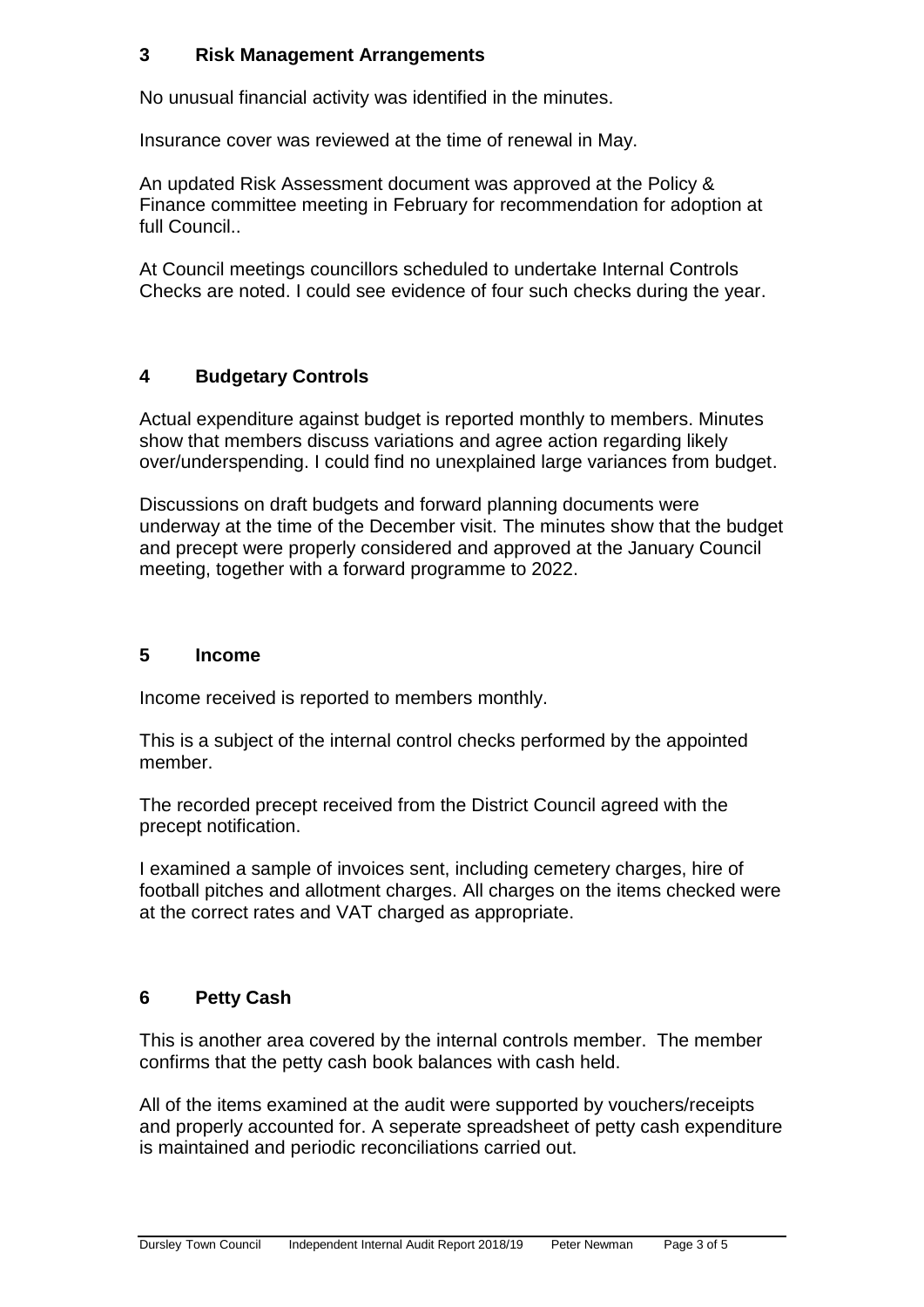## 3 Risk Management Arrangements

No unusual financial activity was identified in the minutes.

Insurance cover was reviewed at the time of renewal in May.

An updated Risk Assessment document was approved at the Policy & Finance committee meeting in February for recommendation for adoption at full Council..

At Council meetings councillors scheduled to undertake Internal Controls Checks are noted. I could see evidence of four such checks during the year.

## 4 Budgetary Controls

Actual expenditure against budget is reported monthly to members. Minutes show that members discuss variations and agree action regarding likely over/underspending. I could find no unexplained large variances from budget.

Discussions on draft budgets and forward planning documents were underway at the time of the December visit. The minutes show that the budget and precept were properly considered and approved at the January Council meeting, together with a forward programme to 2022.

## 5 Income

Income received is reported to members monthly.

This is a subject of the internal control checks performed by the appointed member.

The recorded precept received from the District Council agreed with the precept notification.

I examined a sample of invoices sent, including cemetery charges, hire of football pitches and allotment charges. All charges on the items checked were at the correct rates and VAT charged as appropriate.

## 6 Petty Cash

This is another area covered by the internal controls member. The member confirms that the petty cash book balances with cash held.

All of the items examined at the audit were supported by vouchers/receipts and properly accounted for. A seperate spreadsheet of petty cash expenditure is maintained and periodic reconciliations carried out.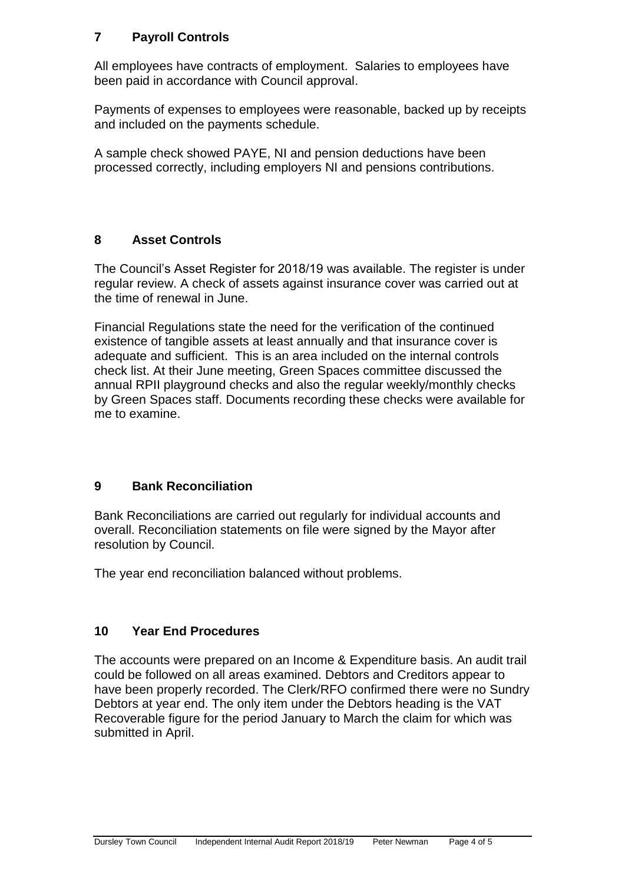## 7 Payroll Controls

All employees have contracts of employment. Salaries to employees have been paid in accordance with Council approval.

Payments of expenses to employees were reasonable, backed up by receipts and included on the payments schedule.

A sample check showed PAYE, NI and pension deductions have been processed correctly, including employers NI and pensions contributions.

## 8 Asset Controls

The Council's Asset Register for 2018/19 was available. The register is under regular review. A check of assets against insurance cover was carried out at the time of renewal in June.

Financial Regulations state the need for the verification of the continued existence of tangible assets at least annually and that insurance cover is adequate and sufficient. This is an area included on the internal controls check list. At their June meeting, Green Spaces committee discussed the annual RPII playground checks and also the regular weekly/monthly checks by Green Spaces staff. Documents recording these checks were available for me to examine.

## 9 Bank Reconciliation

Bank Reconciliations are carried out regularly for individual accounts and overall. Reconciliation statements on file were signed by the Mayor after resolution by Council.

The year end reconciliation balanced without problems.

## 10 Year End Procedures

The accounts were prepared on an Income & Expenditure basis. An audit trail could be followed on all areas examined. Debtors and Creditors appear to have been properly recorded. The Clerk/RFO confirmed there were no Sundry Debtors at year end. The only item under the Debtors heading is the VAT Recoverable figure for the period January to March the claim for which was submitted in April.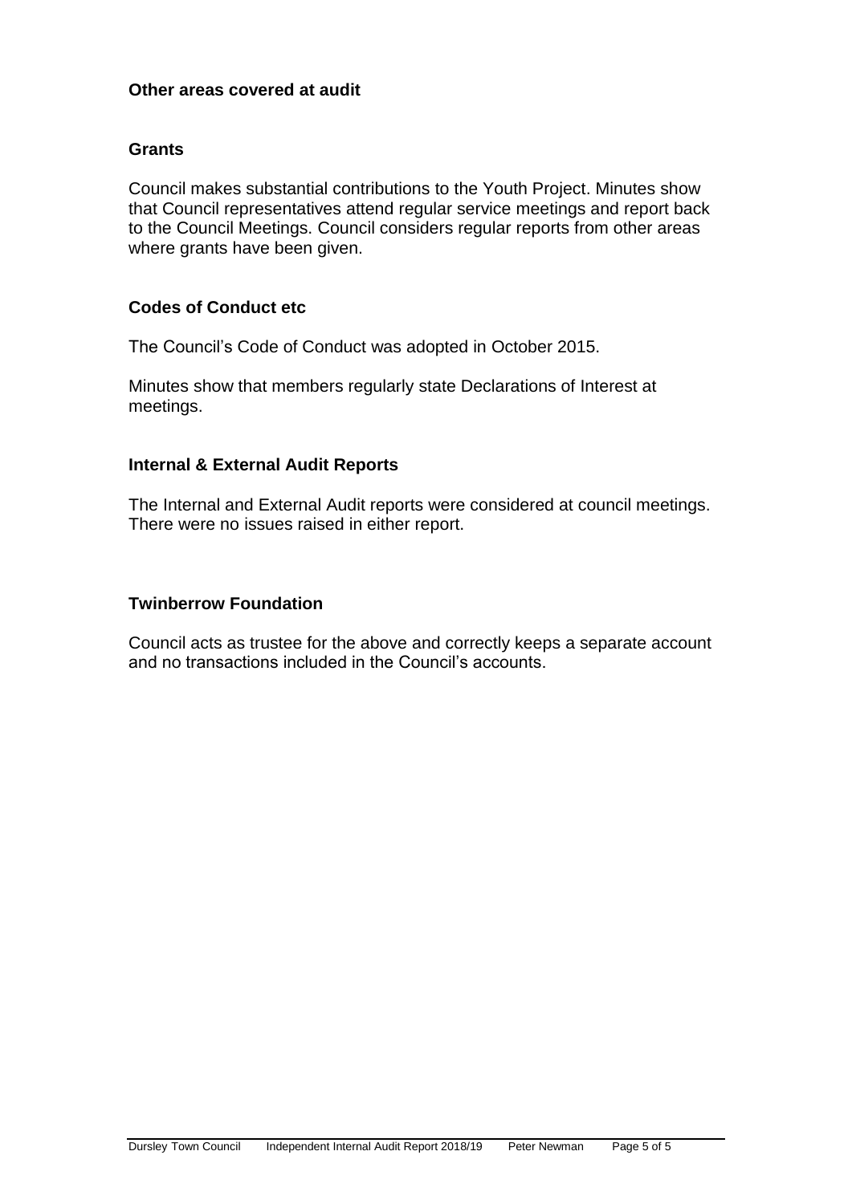### Other areas covered at audit

#### Grants

Council makes substantial contributions to the Youth Project. Minutes show that Council representatives attend regular service meetings and report back to the Council Meetings. Council considers regular reports from other areas where grants have been given.

#### Codes of Conduct etc

The Council's Code of Conduct was adopted in October 2015.

Minutes show that members regularly state Declarations of Interest at meetings.

#### Internal & External Audit Reports

The Internal and External Audit reports were considered at council meetings. There were no issues raised in either report.

#### Twinberrow Foundation

Council acts as trustee for the above and correctly keeps a separate account and no transactions included in the Council's accounts.